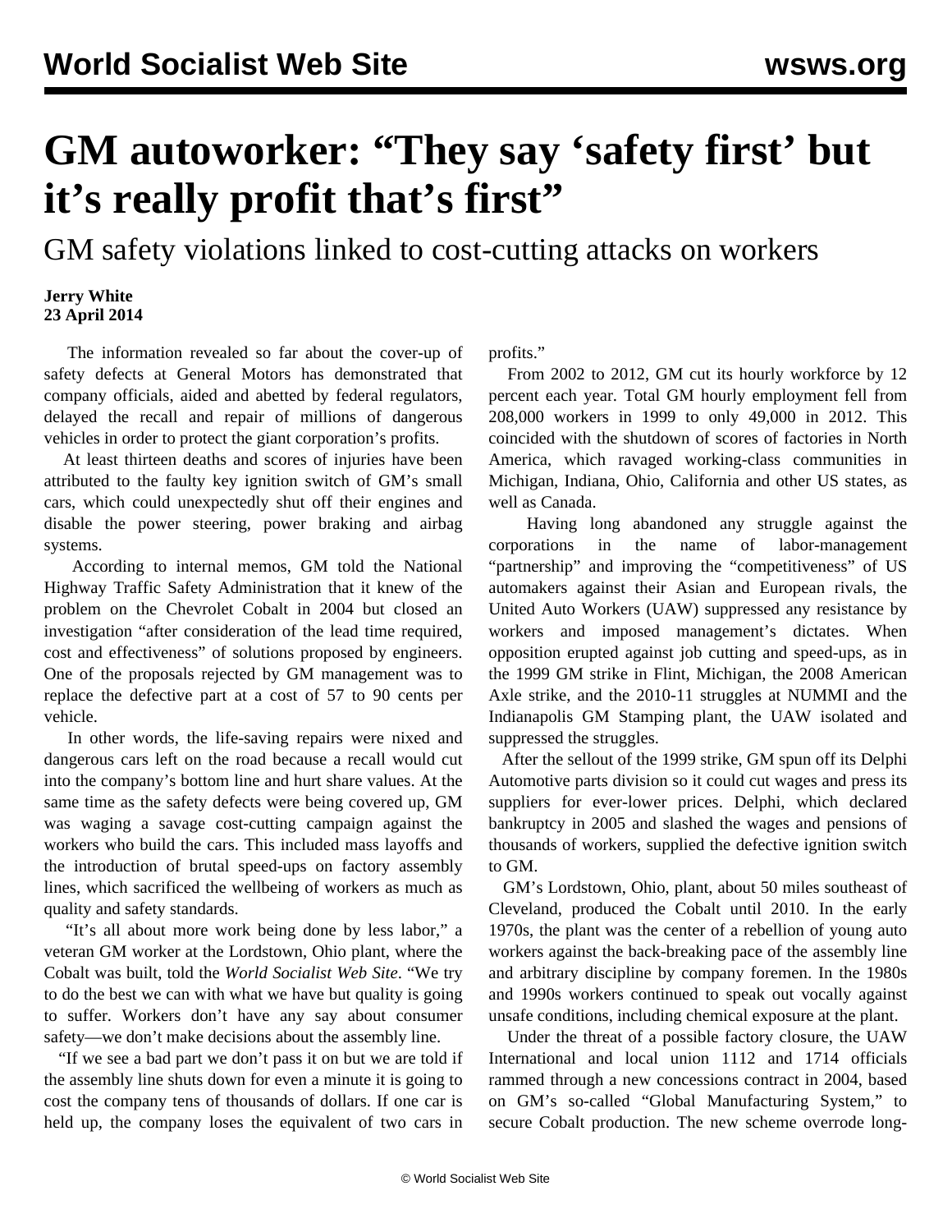# GM autoworker: "They say 'safety first' but it's really profit that's first"

## GM safety violations linked to cost-cutting attacks on workers

**Jerry White**
**23 April 2014**

The information revealed so far about the cover-up of safety defects at General Motors has demonstrated that company officials, aided and abetted by federal regulators, delayed the recall and repair of millions of dangerous vehicles in order to protect the giant corporation's profits.

At least thirteen deaths and scores of injuries have been attributed to the faulty key ignition switch of GM's small cars, which could unexpectedly shut off their engines and disable the power steering, power braking and airbag systems.

According to internal memos, GM told the National Highway Traffic Safety Administration that it knew of the problem on the Chevrolet Cobalt in 2004 but closed an investigation "after consideration of the lead time required, cost and effectiveness" of solutions proposed by engineers. One of the proposals rejected by GM management was to replace the defective part at a cost of 57 to 90 cents per vehicle.

In other words, the life-saving repairs were nixed and dangerous cars left on the road because a recall would cut into the company's bottom line and hurt share values. At the same time as the safety defects were being covered up, GM was waging a savage cost-cutting campaign against the workers who build the cars. This included mass layoffs and the introduction of brutal speed-ups on factory assembly lines, which sacrificed the wellbeing of workers as much as quality and safety standards.

"It's all about more work being done by less labor," a veteran GM worker at the Lordstown, Ohio plant, where the Cobalt was built, told the *World Socialist Web Site*. "We try to do the best we can with what we have but quality is going to suffer. Workers don't have any say about consumer safety—we don't make decisions about the assembly line.

"If we see a bad part we don't pass it on but we are told if the assembly line shuts down for even a minute it is going to cost the company tens of thousands of dollars. If one car is held up, the company loses the equivalent of two cars in profits."

From 2002 to 2012, GM cut its hourly workforce by 12 percent each year. Total GM hourly employment fell from 208,000 workers in 1999 to only 49,000 in 2012. This coincided with the shutdown of scores of factories in North America, which ravaged working-class communities in Michigan, Indiana, Ohio, California and other US states, as well as Canada.

Having long abandoned any struggle against the corporations in the name of labor-management "partnership" and improving the "competitiveness" of US automakers against their Asian and European rivals, the United Auto Workers (UAW) suppressed any resistance by workers and imposed management's dictates. When opposition erupted against job cutting and speed-ups, as in the 1999 GM strike in Flint, Michigan, the 2008 American Axle strike, and the 2010-11 struggles at NUMMI and the Indianapolis GM Stamping plant, the UAW isolated and suppressed the struggles.

After the sellout of the 1999 strike, GM spun off its Delphi Automotive parts division so it could cut wages and press its suppliers for ever-lower prices. Delphi, which declared bankruptcy in 2005 and slashed the wages and pensions of thousands of workers, supplied the defective ignition switch to GM.

GM's Lordstown, Ohio, plant, about 50 miles southeast of Cleveland, produced the Cobalt until 2010. In the early 1970s, the plant was the center of a rebellion of young auto workers against the back-breaking pace of the assembly line and arbitrary discipline by company foremen. In the 1980s and 1990s workers continued to speak out vocally against unsafe conditions, including chemical exposure at the plant.

Under the threat of a possible factory closure, the UAW International and local union 1112 and 1714 officials rammed through a new concessions contract in 2004, based on GM's so-called "Global Manufacturing System," to secure Cobalt production. The new scheme overrode long-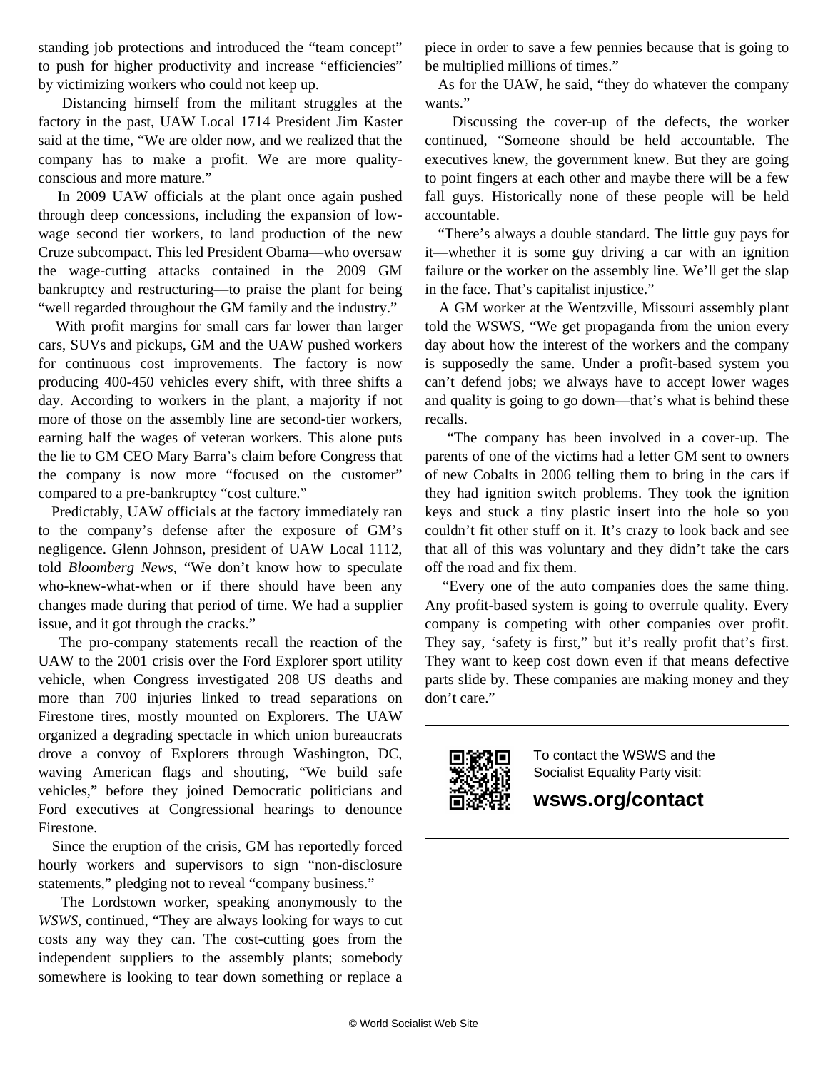standing job protections and introduced the "team concept" to push for higher productivity and increase "efficiencies" by victimizing workers who could not keep up.

Distancing himself from the militant struggles at the factory in the past, UAW Local 1714 President Jim Kaster said at the time, "We are older now, and we realized that the company has to make a profit. We are more quality-conscious and more mature."

In 2009 UAW officials at the plant once again pushed through deep concessions, including the expansion of low-wage second tier workers, to land production of the new Cruze subcompact. This led President Obama—who oversaw the wage-cutting attacks contained in the 2009 GM bankruptcy and restructuring—to praise the plant for being "well regarded throughout the GM family and the industry."

With profit margins for small cars far lower than larger cars, SUVs and pickups, GM and the UAW pushed workers for continuous cost improvements. The factory is now producing 400-450 vehicles every shift, with three shifts a day. According to workers in the plant, a majority if not more of those on the assembly line are second-tier workers, earning half the wages of veteran workers. This alone puts the lie to GM CEO Mary Barra's claim before Congress that the company is now more "focused on the customer" compared to a pre-bankruptcy "cost culture."

Predictably, UAW officials at the factory immediately ran to the company's defense after the exposure of GM's negligence. Glenn Johnson, president of UAW Local 1112, told *Bloomberg News*, "We don't know how to speculate who-knew-what-when or if there should have been any changes made during that period of time. We had a supplier issue, and it got through the cracks."

The pro-company statements recall the reaction of the UAW to the 2001 crisis over the Ford Explorer sport utility vehicle, when Congress investigated 208 US deaths and more than 700 injuries linked to tread separations on Firestone tires, mostly mounted on Explorers. The UAW organized a degrading spectacle in which union bureaucrats drove a convoy of Explorers through Washington, DC, waving American flags and shouting, "We build safe vehicles," before they joined Democratic politicians and Ford executives at Congressional hearings to denounce Firestone.

Since the eruption of the crisis, GM has reportedly forced hourly workers and supervisors to sign "non-disclosure statements," pledging not to reveal "company business."

The Lordstown worker, speaking anonymously to the *WSWS*, continued, "They are always looking for ways to cut costs any way they can. The cost-cutting goes from the independent suppliers to the assembly plants; somebody somewhere is looking to tear down something or replace a piece in order to save a few pennies because that is going to be multiplied millions of times."

As for the UAW, he said, "they do whatever the company wants."

Discussing the cover-up of the defects, the worker continued, "Someone should be held accountable. The executives knew, the government knew. But they are going to point fingers at each other and maybe there will be a few fall guys. Historically none of these people will be held accountable.

"There's always a double standard. The little guy pays for it—whether it is some guy driving a car with an ignition failure or the worker on the assembly line. We'll get the slap in the face. That's capitalist injustice."

A GM worker at the Wentzville, Missouri assembly plant told the WSWS, "We get propaganda from the union every day about how the interest of the workers and the company is supposedly the same. Under a profit-based system you can't defend jobs; we always have to accept lower wages and quality is going to go down—that's what is behind these recalls.

"The company has been involved in a cover-up. The parents of one of the victims had a letter GM sent to owners of new Cobalts in 2006 telling them to bring in the cars if they had ignition switch problems. They took the ignition keys and stuck a tiny plastic insert into the hole so you couldn't fit other stuff on it. It's crazy to look back and see that all of this was voluntary and they didn't take the cars off the road and fix them.

"Every one of the auto companies does the same thing. Any profit-based system is going to overrule quality. Every company is competing with other companies over profit. They say, 'safety is first,' but it's really profit that's first. They want to keep cost down even if that means defective parts slide by. These companies are making money and they don't care."

To contact the WSWS and the Socialist Equality Party visit:

**wsws.org/contact**